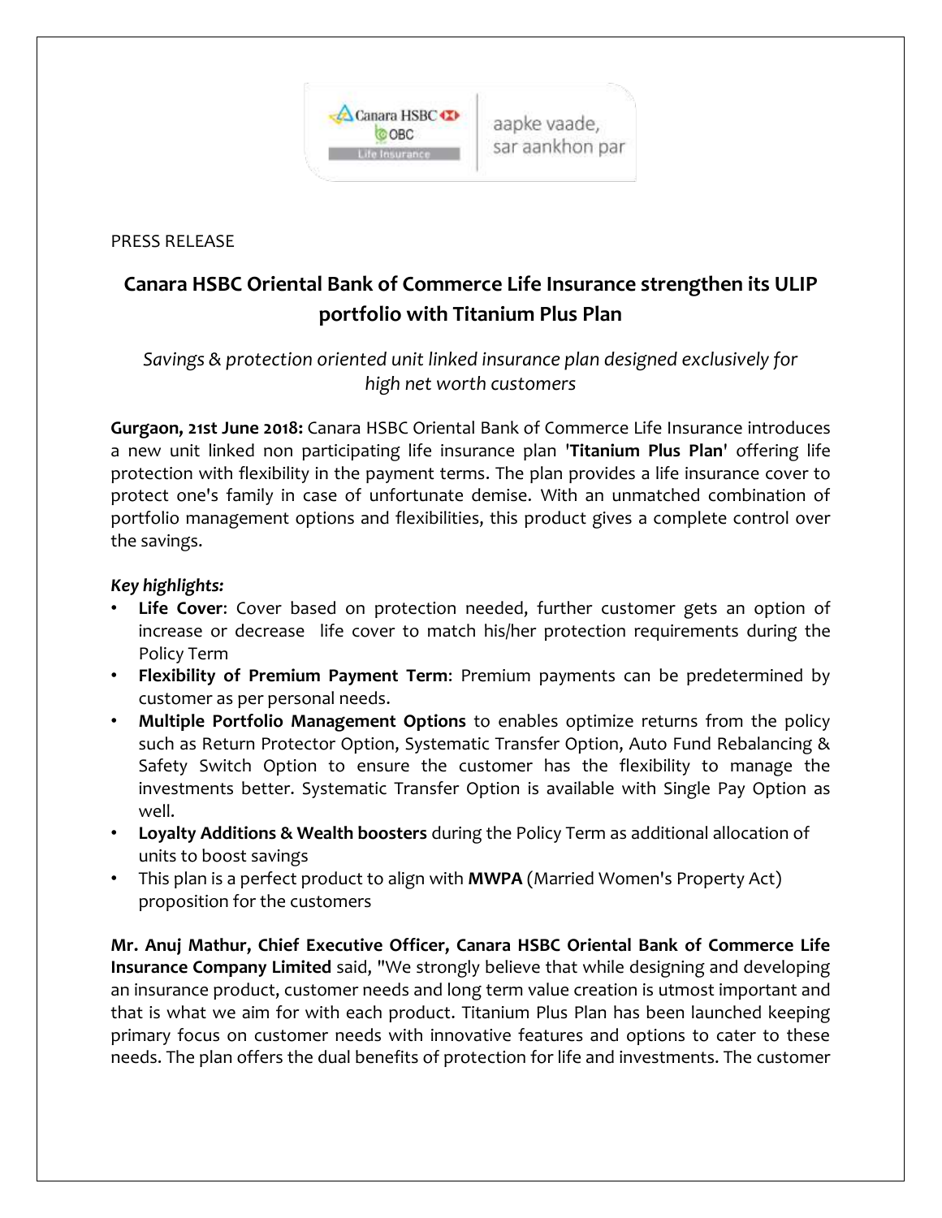PRESS RELEASE

# Canara HSBC Oriental Bank of Commerce Life Insurance strengthen its ULIP portfolio with Titanium Plus Plan

*Savings & protection oriented unit linked insurance plan designed exclusively for high net worth customers*

**Gurgaon, 21st June 2018:** Canara HSBC Oriental Bank of Commerce Life Insurance introduces a new unit linked non participating life insurance plan **'Titanium Plus Plan'** offering life protection with flexibility in the payment terms. The plan provides a life insurance cover to protect one's family in case of unfortunate demise. With an unmatched combination of portfolio management options and flexibilities, this product gives a complete control over the savings.

***Key highlights:***

- **Life Cover**: Cover based on protection needed, further customer gets an option of increase or decrease life cover to match his/her protection requirements during the Policy Term
- **Flexibility of Premium Payment Term**: Premium payments can be predetermined by customer as per personal needs.
- **Multiple Portfolio Management Options** to enables optimize returns from the policy such as Return Protector Option, Systematic Transfer Option, Auto Fund Rebalancing & Safety Switch Option to ensure the customer has the flexibility to manage the investments better. Systematic Transfer Option is available with Single Pay Option as well.
- **Loyalty Additions & Wealth boosters** during the Policy Term as additional allocation of units to boost savings
- This plan is a perfect product to align with **MWPA** (Married Women's Property Act) proposition for the customers

**Mr. Anuj Mathur, Chief Executive Officer, Canara HSBC Oriental Bank of Commerce Life Insurance Company Limited** said, "We strongly believe that while designing and developing an insurance product, customer needs and long term value creation is utmost important and that is what we aim for with each product. Titanium Plus Plan has been launched keeping primary focus on customer needs with innovative features and options to cater to these needs. The plan offers the dual benefits of protection for life and investments. The customer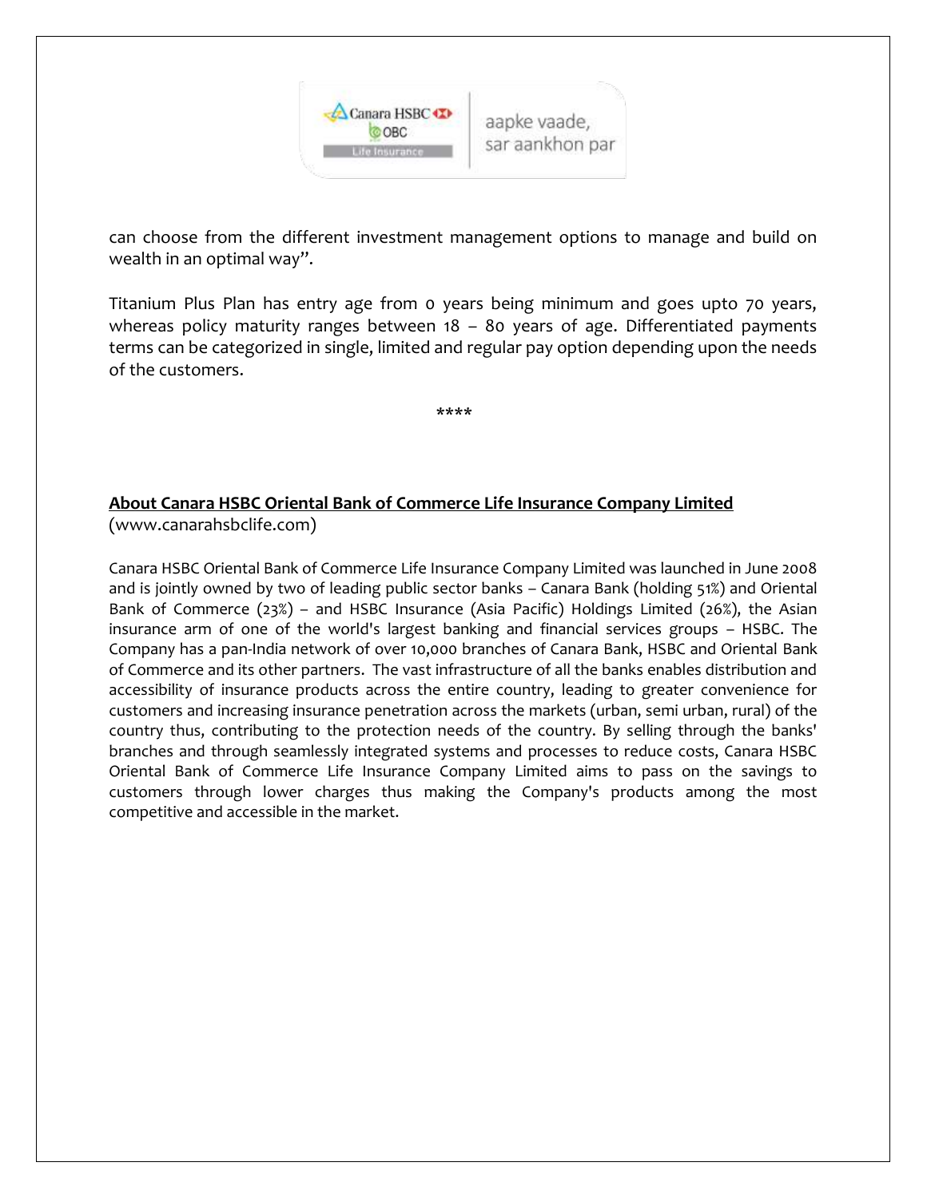can choose from the different investment management options to manage and build on wealth in an optimal way".

Titanium Plus Plan has entry age from 0 years being minimum and goes upto 70 years, whereas policy maturity ranges between 18 – 80 years of age. Differentiated payments terms can be categorized in single, limited and regular pay option depending upon the needs of the customers.

****

**About Canara HSBC Oriental Bank of Commerce Life Insurance Company Limited**
(www.canarahsbclife.com)

Canara HSBC Oriental Bank of Commerce Life Insurance Company Limited was launched in June 2008 and is jointly owned by two of leading public sector banks – Canara Bank (holding 51%) and Oriental Bank of Commerce (23%) – and HSBC Insurance (Asia Pacific) Holdings Limited (26%), the Asian insurance arm of one of the world's largest banking and financial services groups – HSBC. The Company has a pan-India network of over 10,000 branches of Canara Bank, HSBC and Oriental Bank of Commerce and its other partners. The vast infrastructure of all the banks enables distribution and accessibility of insurance products across the entire country, leading to greater convenience for customers and increasing insurance penetration across the markets (urban, semi urban, rural) of the country thus, contributing to the protection needs of the country. By selling through the banks' branches and through seamlessly integrated systems and processes to reduce costs, Canara HSBC Oriental Bank of Commerce Life Insurance Company Limited aims to pass on the savings to customers through lower charges thus making the Company's products among the most competitive and accessible in the market.